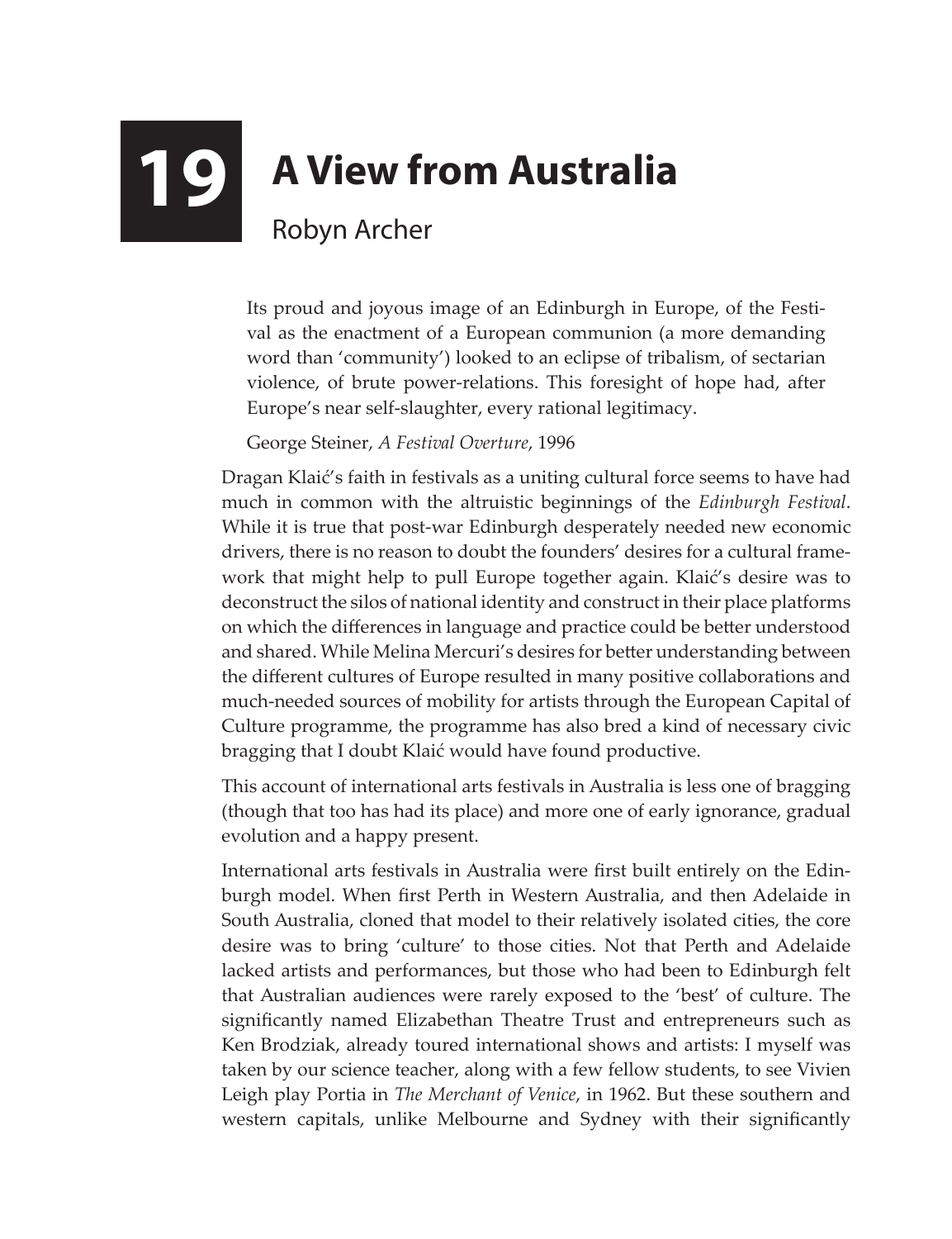# 19 A View from Australia

Robyn Archer

> Its proud and joyous image of an Edinburgh in Europe, of the Festival as the enactment of a European communion (a more demanding word than 'community') looked to an eclipse of tribalism, of sectarian violence, of brute power-relations. This foresight of hope had, after Europe's near self-slaughter, every rational legitimacy.
>
> George Steiner, *A Festival Overture*, 1996

Dragan Klaić's faith in festivals as a uniting cultural force seems to have had much in common with the altruistic beginnings of the *Edinburgh Festival*. While it is true that post-war Edinburgh desperately needed new economic drivers, there is no reason to doubt the founders' desires for a cultural framework that might help to pull Europe together again. Klaić's desire was to deconstruct the silos of national identity and construct in their place platforms on which the differences in language and practice could be better understood and shared. While Melina Mercuri's desires for better understanding between the different cultures of Europe resulted in many positive collaborations and much-needed sources of mobility for artists through the European Capital of Culture programme, the programme has also bred a kind of necessary civic bragging that I doubt Klaić would have found productive.

This account of international arts festivals in Australia is less one of bragging (though that too has had its place) and more one of early ignorance, gradual evolution and a happy present.

International arts festivals in Australia were first built entirely on the Edinburgh model. When first Perth in Western Australia, and then Adelaide in South Australia, cloned that model to their relatively isolated cities, the core desire was to bring 'culture' to those cities. Not that Perth and Adelaide lacked artists and performances, but those who had been to Edinburgh felt that Australian audiences were rarely exposed to the 'best' of culture. The significantly named Elizabethan Theatre Trust and entrepreneurs such as Ken Brodziak, already toured international shows and artists: I myself was taken by our science teacher, along with a few fellow students, to see Vivien Leigh play Portia in *The Merchant of Venice*, in 1962. But these southern and western capitals, unlike Melbourne and Sydney with their significantly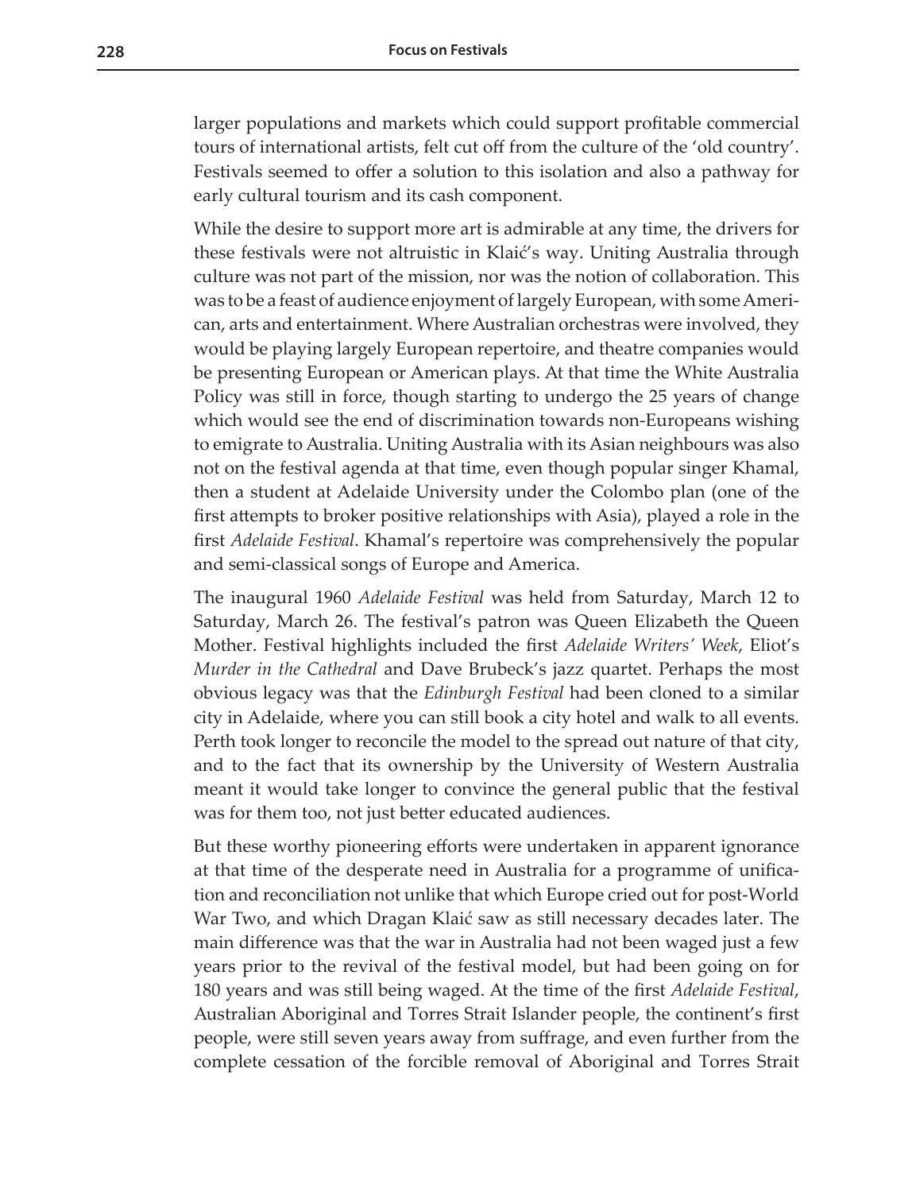larger populations and markets which could support profitable commercial tours of international artists, felt cut off from the culture of the 'old country'. Festivals seemed to offer a solution to this isolation and also a pathway for early cultural tourism and its cash component.

While the desire to support more art is admirable at any time, the drivers for these festivals were not altruistic in Klaić's way. Uniting Australia through culture was not part of the mission, nor was the notion of collaboration. This was to be a feast of audience enjoyment of largely European, with some American, arts and entertainment. Where Australian orchestras were involved, they would be playing largely European repertoire, and theatre companies would be presenting European or American plays. At that time the White Australia Policy was still in force, though starting to undergo the 25 years of change which would see the end of discrimination towards non-Europeans wishing to emigrate to Australia. Uniting Australia with its Asian neighbours was also not on the festival agenda at that time, even though popular singer Khamal, then a student at Adelaide University under the Colombo plan (one of the first attempts to broker positive relationships with Asia), played a role in the first *Adelaide Festival*. Khamal's repertoire was comprehensively the popular and semi-classical songs of Europe and America.

The inaugural 1960 *Adelaide Festival* was held from Saturday, March 12 to Saturday, March 26. The festival's patron was Queen Elizabeth the Queen Mother. Festival highlights included the first *Adelaide Writers' Week*, Eliot's *Murder in the Cathedral* and Dave Brubeck's jazz quartet. Perhaps the most obvious legacy was that the *Edinburgh Festival* had been cloned to a similar city in Adelaide, where you can still book a city hotel and walk to all events. Perth took longer to reconcile the model to the spread out nature of that city, and to the fact that its ownership by the University of Western Australia meant it would take longer to convince the general public that the festival was for them too, not just better educated audiences.

But these worthy pioneering efforts were undertaken in apparent ignorance at that time of the desperate need in Australia for a programme of unification and reconciliation not unlike that which Europe cried out for post-World War Two, and which Dragan Klaić saw as still necessary decades later. The main difference was that the war in Australia had not been waged just a few years prior to the revival of the festival model, but had been going on for 180 years and was still being waged. At the time of the first *Adelaide Festival*, Australian Aboriginal and Torres Strait Islander people, the continent's first people, were still seven years away from suffrage, and even further from the complete cessation of the forcible removal of Aboriginal and Torres Strait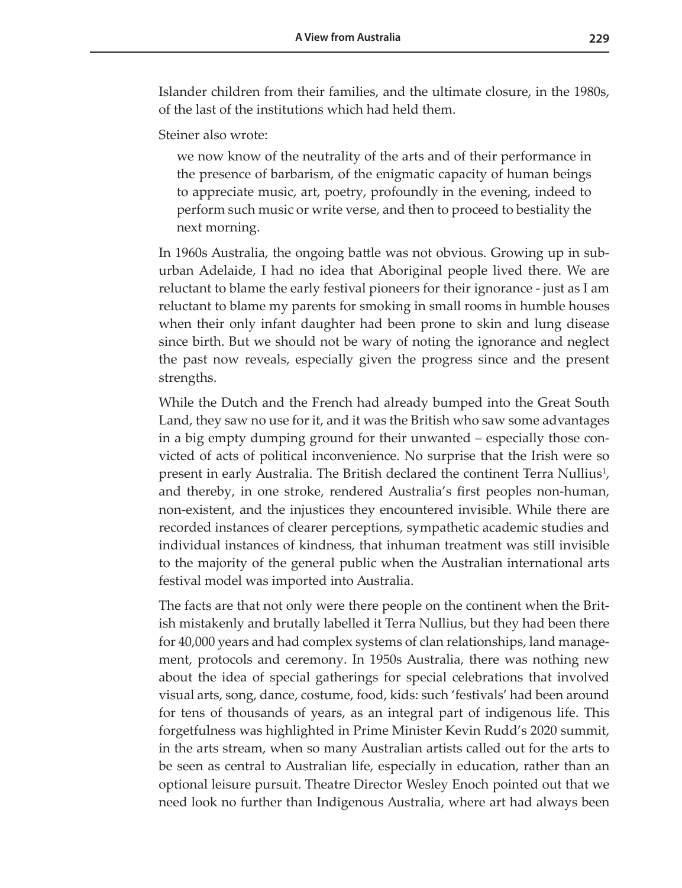Islander children from their families, and the ultimate closure, in the 1980s, of the last of the institutions which had held them.

Steiner also wrote:

> we now know of the neutrality of the arts and of their performance in the presence of barbarism, of the enigmatic capacity of human beings to appreciate music, art, poetry, profoundly in the evening, indeed to perform such music or write verse, and then to proceed to bestiality the next morning.

In 1960s Australia, the ongoing battle was not obvious. Growing up in suburban Adelaide, I had no idea that Aboriginal people lived there. We are reluctant to blame the early festival pioneers for their ignorance - just as I am reluctant to blame my parents for smoking in small rooms in humble houses when their only infant daughter had been prone to skin and lung disease since birth. But we should not be wary of noting the ignorance and neglect the past now reveals, especially given the progress since and the present strengths.

While the Dutch and the French had already bumped into the Great South Land, they saw no use for it, and it was the British who saw some advantages in a big empty dumping ground for their unwanted – especially those convicted of acts of political inconvenience. No surprise that the Irish were so present in early Australia. The British declared the continent Terra Nullius[1], and thereby, in one stroke, rendered Australia's first peoples non-human, non-existent, and the injustices they encountered invisible. While there are recorded instances of clearer perceptions, sympathetic academic studies and individual instances of kindness, that inhuman treatment was still invisible to the majority of the general public when the Australian international arts festival model was imported into Australia.

The facts are that not only were there people on the continent when the British mistakenly and brutally labelled it Terra Nullius, but they had been there for 40,000 years and had complex systems of clan relationships, land management, protocols and ceremony. In 1950s Australia, there was nothing new about the idea of special gatherings for special celebrations that involved visual arts, song, dance, costume, food, kids: such 'festivals' had been around for tens of thousands of years, as an integral part of indigenous life. This forgetfulness was highlighted in Prime Minister Kevin Rudd's 2020 summit, in the arts stream, when so many Australian artists called out for the arts to be seen as central to Australian life, especially in education, rather than an optional leisure pursuit. Theatre Director Wesley Enoch pointed out that we need look no further than Indigenous Australia, where art had always been